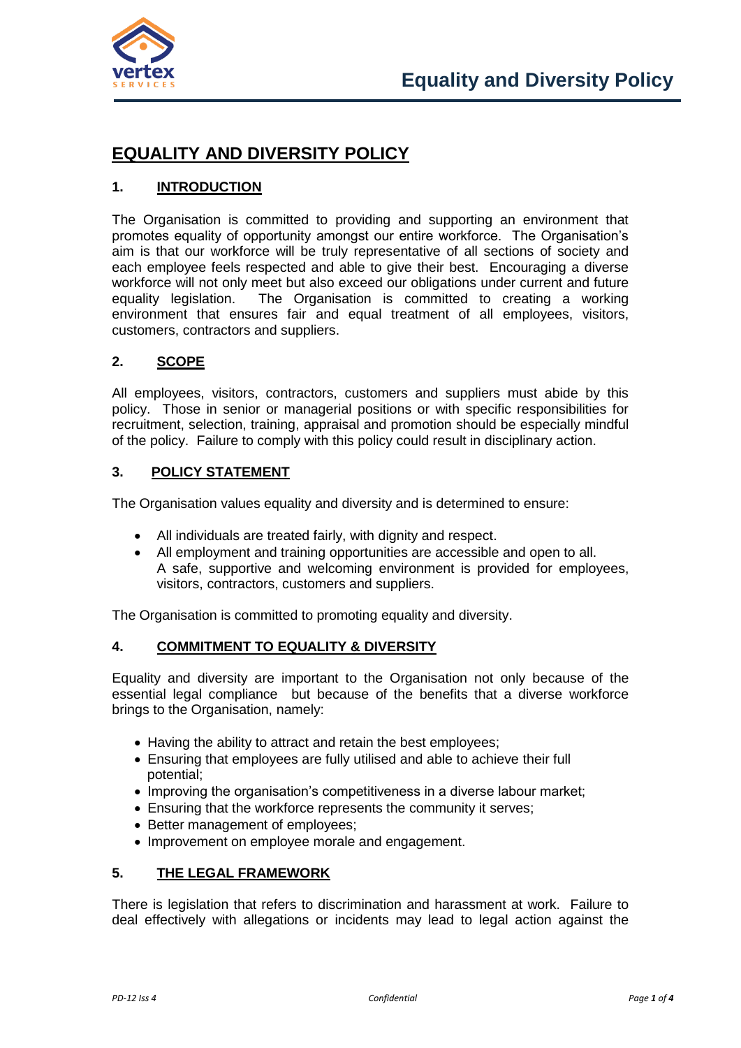# EQUALITY AND DIVERSITY POLICY

## 1. INTRODUCTION

The Organisation is committed to providing and supporting an environment that promotes equality of opportunity amongst our entire workforce. The Organisation's aim is that our workforce will be truly representative of all sections of society and each employee feels respected and able to give their best. Encouraging a diverse workforce will not only meet but also exceed our obligations under current and future equality legislation. The Organisation is committed to creating a working environment that ensures fair and equal treatment of all employees, visitors, customers, contractors and suppliers.

## 2. SCOPE

All employees, visitors, contractors, customers and suppliers must abide by this policy. Those in senior or managerial positions or with specific responsibilities for recruitment, selection, training, appraisal and promotion should be especially mindful of the policy. Failure to comply with this policy could result in disciplinary action.

## 3. POLICY STATEMENT

The Organisation values equality and diversity and is determined to ensure:

- All individuals are treated fairly, with dignity and respect.
- All employment and training opportunities are accessible and open to all. A safe, supportive and welcoming environment is provided for employees, visitors, contractors, customers and suppliers.

The Organisation is committed to promoting equality and diversity.

## 4. COMMITMENT TO EQUALITY & DIVERSITY

Equality and diversity are important to the Organisation not only because of the essential legal compliance but because of the benefits that a diverse workforce brings to the Organisation, namely:

- Having the ability to attract and retain the best employees;
- Ensuring that employees are fully utilised and able to achieve their full potential;
- Improving the organisation's competitiveness in a diverse labour market;
- Ensuring that the workforce represents the community it serves;
- Better management of employees;
- Improvement on employee morale and engagement.

## 5. THE LEGAL FRAMEWORK

There is legislation that refers to discrimination and harassment at work. Failure to deal effectively with allegations or incidents may lead to legal action against the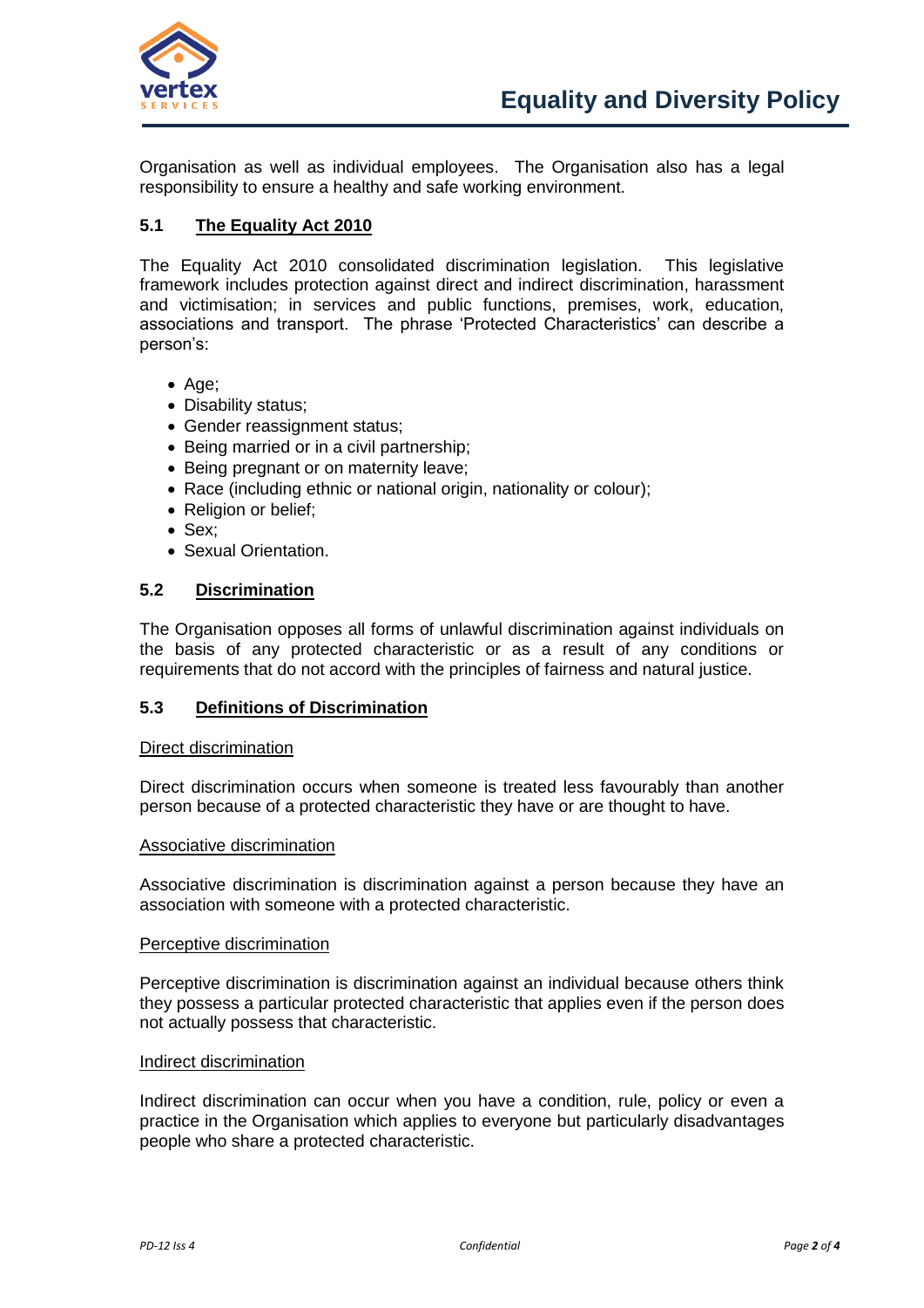Organisation as well as individual employees. The Organisation also has a legal responsibility to ensure a healthy and safe working environment.

### 5.1 The Equality Act 2010

The Equality Act 2010 consolidated discrimination legislation. This legislative framework includes protection against direct and indirect discrimination, harassment and victimisation; in services and public functions, premises, work, education, associations and transport. The phrase 'Protected Characteristics' can describe a person's:

- Age;
- Disability status;
- Gender reassignment status;
- Being married or in a civil partnership;
- Being pregnant or on maternity leave;
- Race (including ethnic or national origin, nationality or colour);
- Religion or belief;
- Sex;
- Sexual Orientation.

### 5.2 Discrimination

The Organisation opposes all forms of unlawful discrimination against individuals on the basis of any protected characteristic or as a result of any conditions or requirements that do not accord with the principles of fairness and natural justice.

### 5.3 Definitions of Discrimination

Direct discrimination

Direct discrimination occurs when someone is treated less favourably than another person because of a protected characteristic they have or are thought to have.

Associative discrimination

Associative discrimination is discrimination against a person because they have an association with someone with a protected characteristic.

Perceptive discrimination

Perceptive discrimination is discrimination against an individual because others think they possess a particular protected characteristic that applies even if the person does not actually possess that characteristic.

Indirect discrimination

Indirect discrimination can occur when you have a condition, rule, policy or even a practice in the Organisation which applies to everyone but particularly disadvantages people who share a protected characteristic.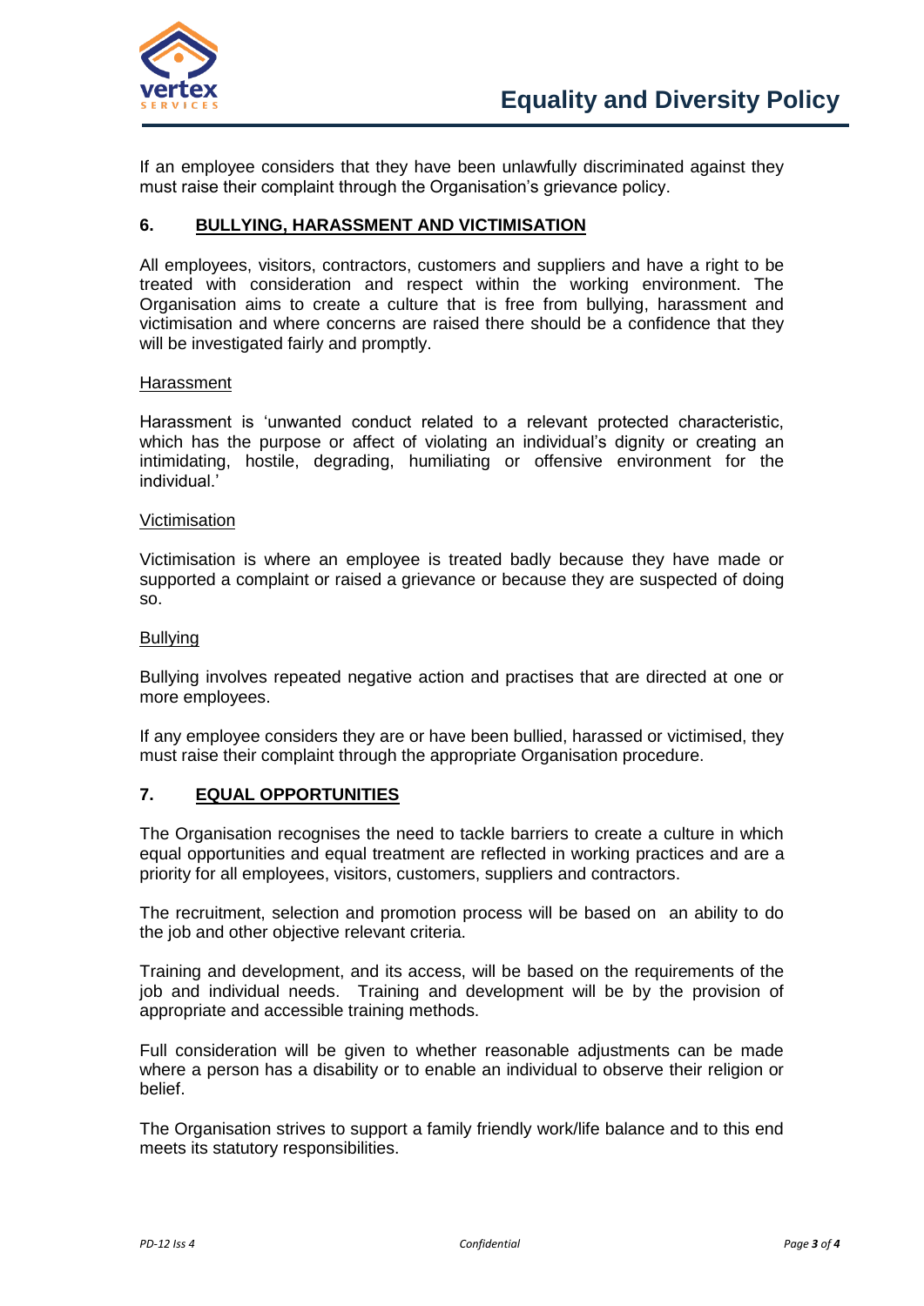If an employee considers that they have been unlawfully discriminated against they must raise their complaint through the Organisation's grievance policy.

## 6. BULLYING, HARASSMENT AND VICTIMISATION

All employees, visitors, contractors, customers and suppliers and have a right to be treated with consideration and respect within the working environment. The Organisation aims to create a culture that is free from bullying, harassment and victimisation and where concerns are raised there should be a confidence that they will be investigated fairly and promptly.

### Harassment

Harassment is 'unwanted conduct related to a relevant protected characteristic, which has the purpose or affect of violating an individual's dignity or creating an intimidating, hostile, degrading, humiliating or offensive environment for the individual.'

### Victimisation

Victimisation is where an employee is treated badly because they have made or supported a complaint or raised a grievance or because they are suspected of doing so.

### Bullying

Bullying involves repeated negative action and practises that are directed at one or more employees.

If any employee considers they are or have been bullied, harassed or victimised, they must raise their complaint through the appropriate Organisation procedure.

## 7. EQUAL OPPORTUNITIES

The Organisation recognises the need to tackle barriers to create a culture in which equal opportunities and equal treatment are reflected in working practices and are a priority for all employees, visitors, customers, suppliers and contractors.

The recruitment, selection and promotion process will be based on an ability to do the job and other objective relevant criteria.

Training and development, and its access, will be based on the requirements of the job and individual needs. Training and development will be by the provision of appropriate and accessible training methods.

Full consideration will be given to whether reasonable adjustments can be made where a person has a disability or to enable an individual to observe their religion or belief.

The Organisation strives to support a family friendly work/life balance and to this end meets its statutory responsibilities.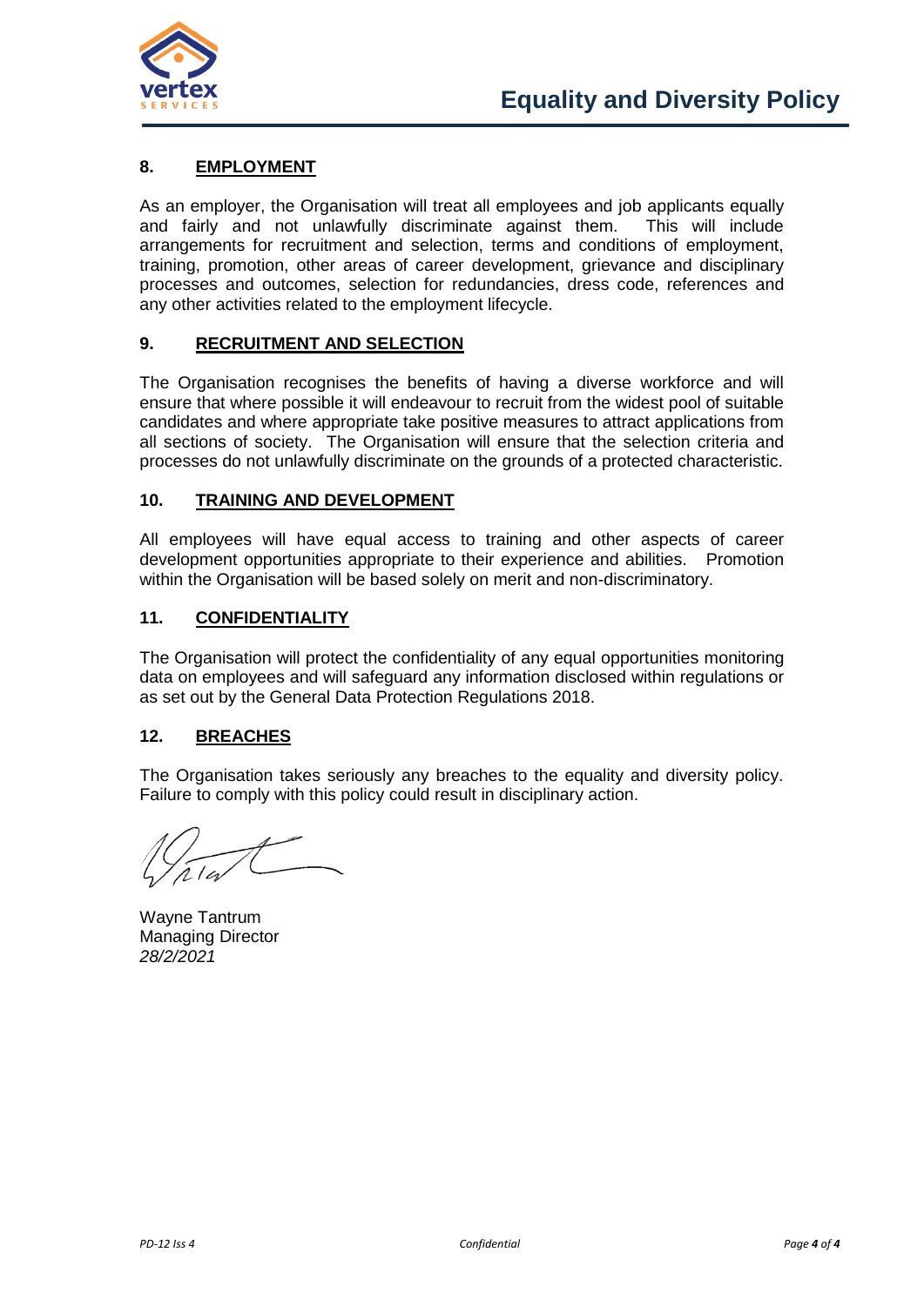## 8. EMPLOYMENT

As an employer, the Organisation will treat all employees and job applicants equally and fairly and not unlawfully discriminate against them. This will include arrangements for recruitment and selection, terms and conditions of employment, training, promotion, other areas of career development, grievance and disciplinary processes and outcomes, selection for redundancies, dress code, references and any other activities related to the employment lifecycle.

## 9. RECRUITMENT AND SELECTION

The Organisation recognises the benefits of having a diverse workforce and will ensure that where possible it will endeavour to recruit from the widest pool of suitable candidates and where appropriate take positive measures to attract applications from all sections of society. The Organisation will ensure that the selection criteria and processes do not unlawfully discriminate on the grounds of a protected characteristic.

## 10. TRAINING AND DEVELOPMENT

All employees will have equal access to training and other aspects of career development opportunities appropriate to their experience and abilities. Promotion within the Organisation will be based solely on merit and non-discriminatory.

## 11. CONFIDENTIALITY

The Organisation will protect the confidentiality of any equal opportunities monitoring data on employees and will safeguard any information disclosed within regulations or as set out by the General Data Protection Regulations 2018.

## 12. BREACHES

The Organisation takes seriously any breaches to the equality and diversity policy. Failure to comply with this policy could result in disciplinary action.

Wayne Tantrum
Managing Director
*28/2/2021*